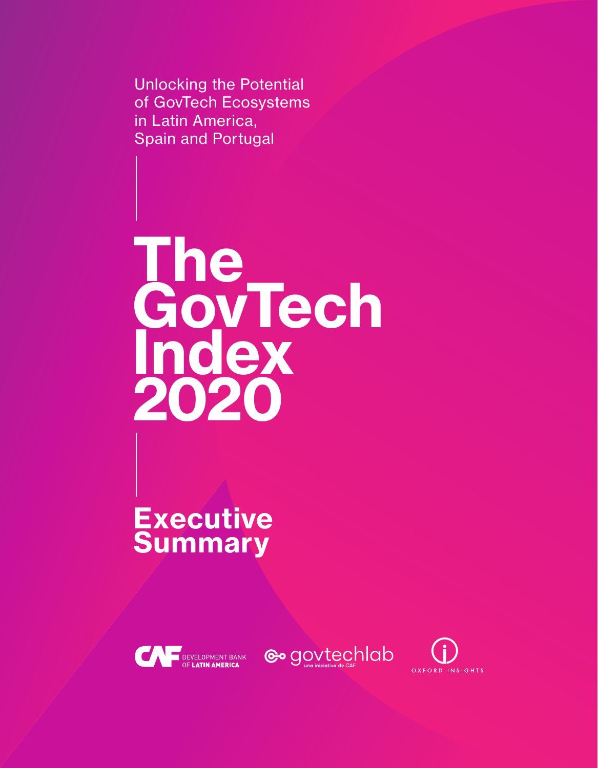Unlocking the Potential of GovTech Ecosystems in Latin America, Spain and Portugal

# The GovTech Index 2020

## Executive Summary

CAF DEVELOPMENT BANK OF LATIN AMERICA

govtechlab una iniciativa de CAF

OXFORD INSIGHTS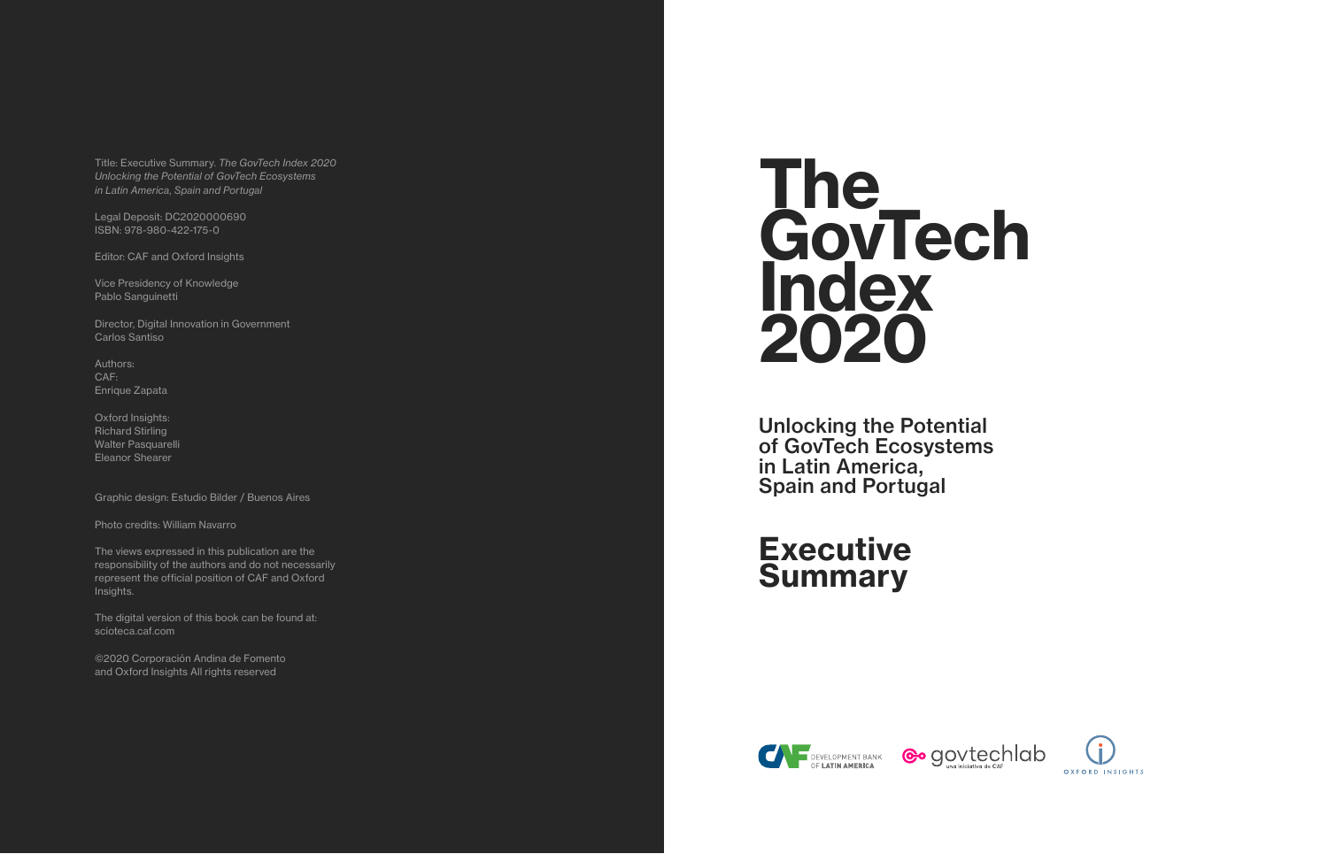Title: Executive Summary. *The GovTech Index 2020 Unlocking the Potential of GovTech Ecosystems in Latin America, Spain and Portugal*

Legal Deposit: DC2020000690
ISBN: 978-980-422-175-0

Editor: CAF and Oxford Insights

Vice Presidency of Knowledge
Pablo Sanguinetti

Director, Digital Innovation in Government
Carlos Santiso

Authors:
CAF:
Enrique Zapata

Oxford Insights:
Richard Stirling
Walter Pasquarelli
Eleanor Shearer

Graphic design: Estudio Bilder / Buenos Aires

Photo credits: William Navarro

The views expressed in this publication are the responsibility of the authors and do not necessarily represent the official position of CAF and Oxford Insights.

The digital version of this book can be found at: scioteca.caf.com

©2020 Corporación Andina de Fomento and Oxford Insights All rights reserved

# The GovTech Index 2020

## Unlocking the Potential of GovTech Ecosystems in Latin America, Spain and Portugal

## Executive Summary

CAF DEVELOPMENT BANK OF LATIN AMERICA — govtechlab una iniciativa de CAF — OXFORD INSIGHTS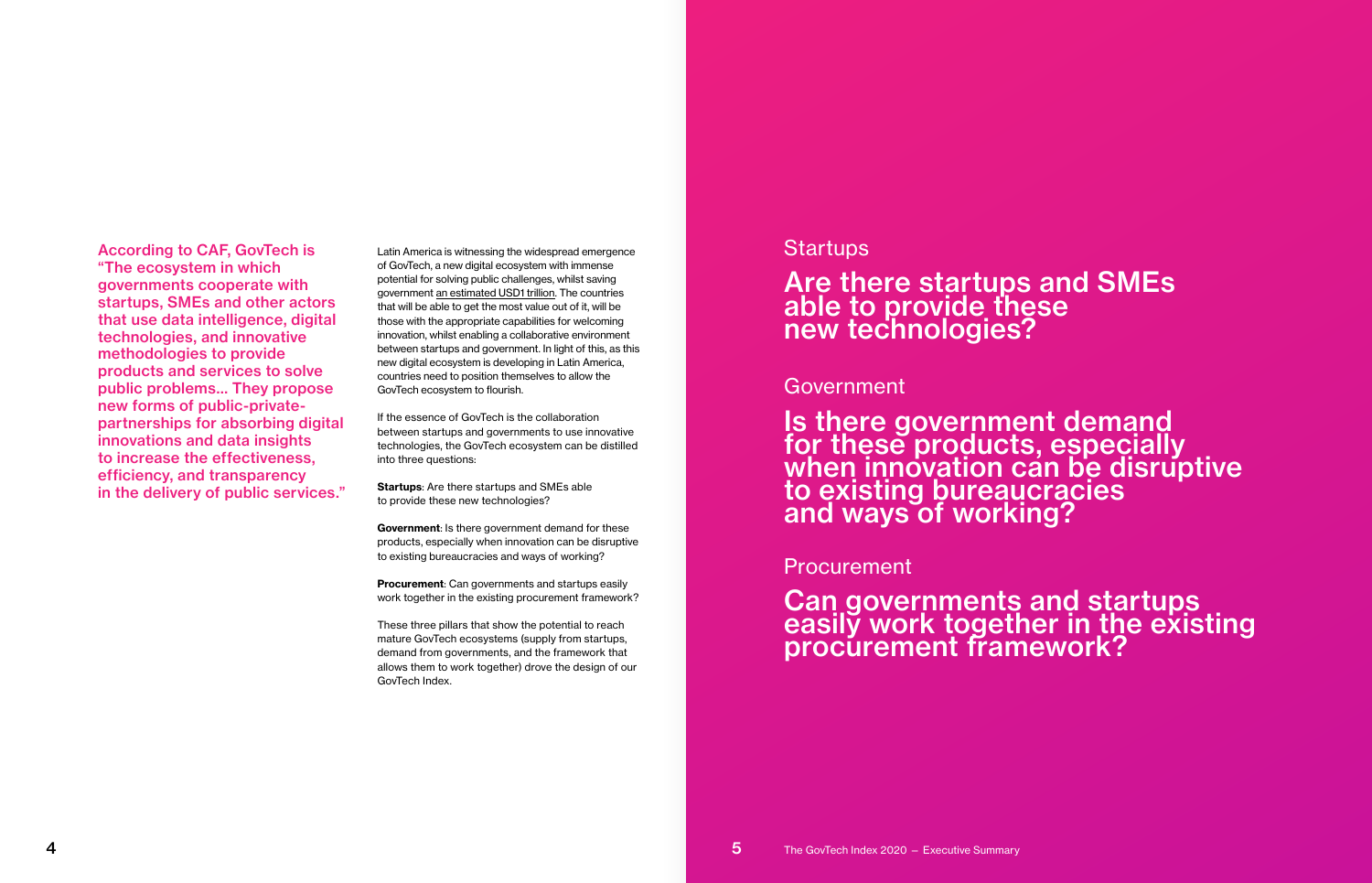**According to CAF, GovTech is "The ecosystem in which governments cooperate with startups, SMEs and other actors that use data intelligence, digital technologies, and innovative methodologies to provide products and services to solve public problems... They propose new forms of public-private-partnerships for absorbing digital innovations and data insights to increase the effectiveness, efficiency, and transparency in the delivery of public services."**

Latin America is witnessing the widespread emergence of GovTech, a new digital ecosystem with immense potential for solving public challenges, whilst saving government an estimated USD1 trillion. The countries that will be able to get the most value out of it, will be those with the appropriate capabilities for welcoming innovation, whilst enabling a collaborative environment between startups and government. In light of this, as this new digital ecosystem is developing in Latin America, countries need to position themselves to allow the GovTech ecosystem to flourish.

If the essence of GovTech is the collaboration between startups and governments to use innovative technologies, the GovTech ecosystem can be distilled into three questions:

**Startups**: Are there startups and SMEs able to provide these new technologies?

**Government**: Is there government demand for these products, especially when innovation can be disruptive to existing bureaucracies and ways of working?

**Procurement**: Can governments and startups easily work together in the existing procurement framework?

These three pillars that show the potential to reach mature GovTech ecosystems (supply from startups, demand from governments, and the framework that allows them to work together) drove the design of our GovTech Index.

## Startups

### Are there startups and SMEs able to provide these new technologies?

## Government

### Is there government demand for these products, especially when innovation can be disruptive to existing bureaucracies and ways of working?

## Procurement

### Can governments and startups easily work together in the existing procurement framework?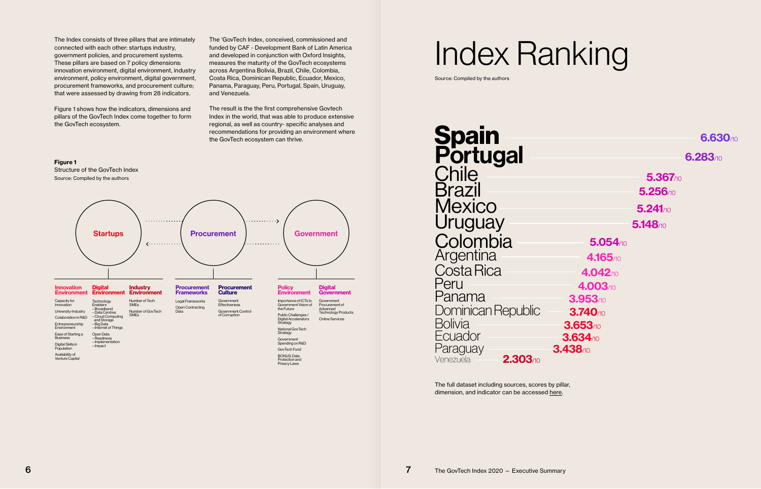The Index consists of three pillars that are intimately connected with each other: startups industry, government policies, and procurement systems. These pillars are based on 7 policy dimensions: innovation environment, digital environment, industry environment, policy environment, digital government, procurement frameworks, and procurement culture; that were assessed by drawing from 28 indicators.

Figure 1 shows how the indicators, dimensions and pillars of the GovTech Index come together to form the GovTech ecosystem.

The 'GovTech Index, conceived, commissioned and funded by CAF - Development Bank of Latin America and developed in conjunction with Oxford Insights, measures the maturity of the GovTech ecosystems across Argentina Bolivia, Brazil, Chile, Colombia, Costa Rica, Dominican Republic, Ecuador, Mexico, Panama, Paraguay, Peru, Portugal, Spain, Uruguay, and Venezuela.

The result is the the first comprehensive Govtech Index in the world, that was able to produce extensive regional, as well as country- specific analyses and recommendations for providing an environment where the GovTech ecosystem can thrive.

**Figure 1**
Structure of the GovTech Index
Source: Compiled by the authors

| Startups | | | Procurement | | Government | |
|---|---|---|---|---|---|---|
| **Innovation Environment** | **Digital Environment** | **Industry Environment** | **Procurement Frameworks** | **Procurement Culture** | **Policy Environment** | **Digital Government** |
| Capacity for Innovation | Technology Enablers – Broadband – Data Centres – Cloud Computing and Storage – Big Data – Internet of Things | Number of Tech SMEs | Legal Frameworks | Government Effectiveness | Importance of ICTs to Government Vision of the Future | Government Procurement of Advanced Technology Products |
| University-Industry Colaboration in R&D | Open Data – Readiness – Implementation – Impact | Number of GovTech SMEs | Open Contracting Data | Government Control of Corruption | Public Challenges / Digital Accelerators Strategy | Online Services |
| Entrepreneurship Environment | | | | | National GovTech Strategy | |
| Ease of Starting a Business | | | | | Government Spending on R&D | |
| Digital Skills in Population | | | | | GovTech Fund | |
| Availability of Venture Capital | | | | | BONUS: Data Protection and Privacy Laws | |

# Index Ranking

Source: Compiled by the authors

| Country | Score |
|---|---|
| Spain | 6.630/10 |
| Portugal | 6.283/10 |
| Chile | 5.367/10 |
| Brazil | 5.256/10 |
| Mexico | 5.241/10 |
| Uruguay | 5.148/10 |
| Colombia | 5.054/10 |
| Argentina | 4.165/10 |
| Costa Rica | 4.042/10 |
| Peru | 4.003/10 |
| Panama | 3.953/10 |
| Dominican Republic | 3.740/10 |
| Bolivia | 3.653/10 |
| Ecuador | 3.634/10 |
| Paraguay | 3.438/10 |
| Venezuela | 2.303/10 |

The full dataset including sources, scores by pillar, dimension, and indicator can be accessed here.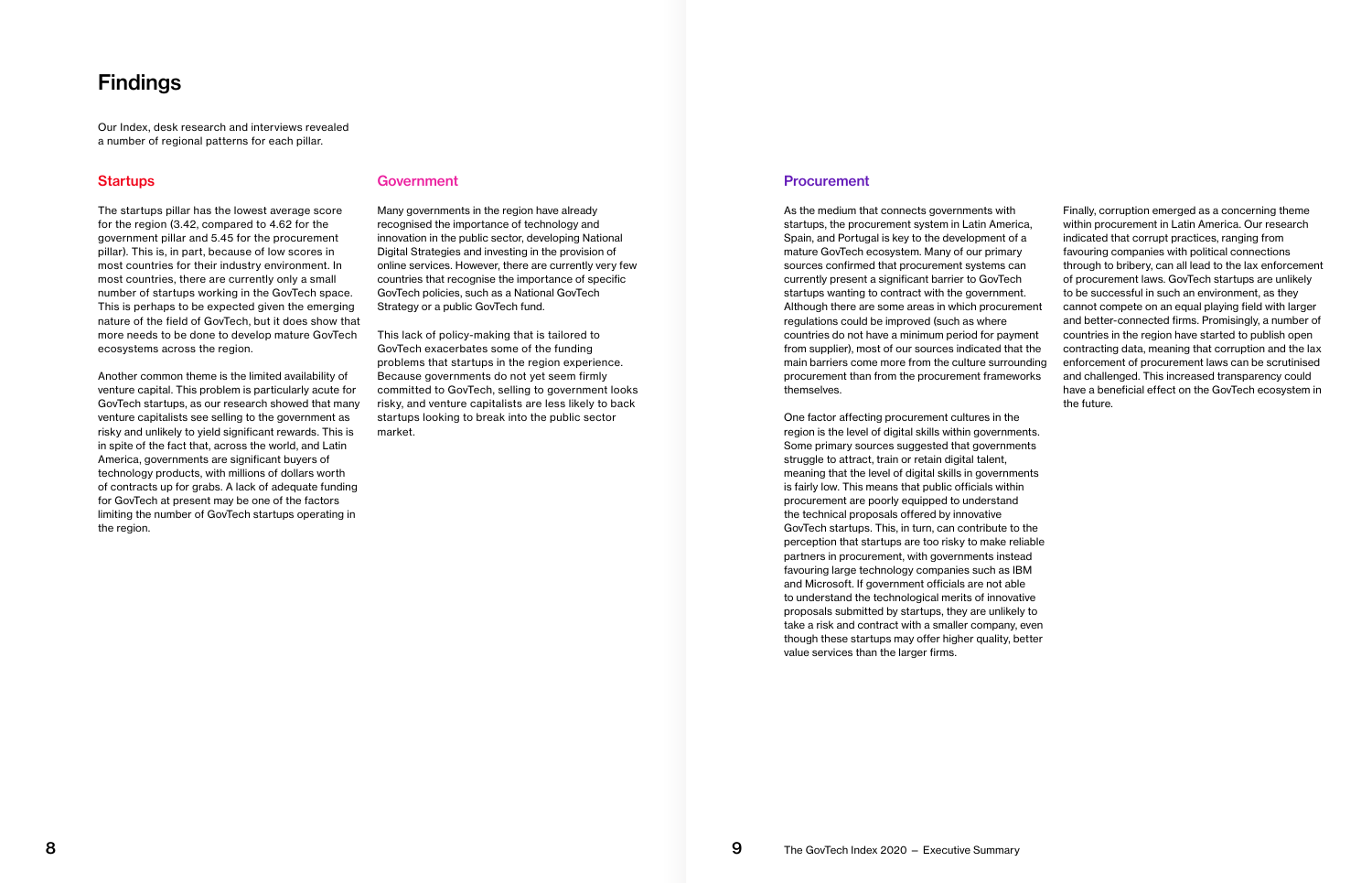# Findings

Our Index, desk research and interviews revealed a number of regional patterns for each pillar.

## Startups

The startups pillar has the lowest average score for the region (3.42, compared to 4.62 for the government pillar and 5.45 for the procurement pillar). This is, in part, because of low scores in most countries for their industry environment. In most countries, there are currently only a small number of startups working in the GovTech space. This is perhaps to be expected given the emerging nature of the field of GovTech, but it does show that more needs to be done to develop mature GovTech ecosystems across the region.

Another common theme is the limited availability of venture capital. This problem is particularly acute for GovTech startups, as our research showed that many venture capitalists see selling to the government as risky and unlikely to yield significant rewards. This is in spite of the fact that, across the world, and Latin America, governments are significant buyers of technology products, with millions of dollars worth of contracts up for grabs. A lack of adequate funding for GovTech at present may be one of the factors limiting the number of GovTech startups operating in the region.

## Government

Many governments in the region have already recognised the importance of technology and innovation in the public sector, developing National Digital Strategies and investing in the provision of online services. However, there are currently very few countries that recognise the importance of specific GovTech policies, such as a National GovTech Strategy or a public GovTech fund.

This lack of policy-making that is tailored to GovTech exacerbates some of the funding problems that startups in the region experience. Because governments do not yet seem firmly committed to GovTech, selling to government looks risky, and venture capitalists are less likely to back startups looking to break into the public sector market.

## Procurement

As the medium that connects governments with startups, the procurement system in Latin America, Spain, and Portugal is key to the development of a mature GovTech ecosystem. Many of our primary sources confirmed that procurement systems can currently present a significant barrier to GovTech startups wanting to contract with the government. Although there are some areas in which procurement regulations could be improved (such as where countries do not have a minimum period for payment from supplier), most of our sources indicated that the main barriers come more from the culture surrounding procurement than from the procurement frameworks themselves.

One factor affecting procurement cultures in the region is the level of digital skills within governments. Some primary sources suggested that governments struggle to attract, train or retain digital talent, meaning that the level of digital skills in governments is fairly low. This means that public officials within procurement are poorly equipped to understand the technical proposals offered by innovative GovTech startups. This, in turn, can contribute to the perception that startups are too risky to make reliable partners in procurement, with governments instead favouring large technology companies such as IBM and Microsoft. If government officials are not able to understand the technological merits of innovative proposals submitted by startups, they are unlikely to take a risk and contract with a smaller company, even though these startups may offer higher quality, better value services than the larger firms.

Finally, corruption emerged as a concerning theme within procurement in Latin America. Our research indicated that corrupt practices, ranging from favouring companies with political connections through to bribery, can all lead to the lax enforcement of procurement laws. GovTech startups are unlikely to be successful in such an environment, as they cannot compete on an equal playing field with larger and better-connected firms. Promisingly, a number of countries in the region have started to publish open contracting data, meaning that corruption and the lax enforcement of procurement laws can be scrutinised and challenged. This increased transparency could have a beneficial effect on the GovTech ecosystem in the future.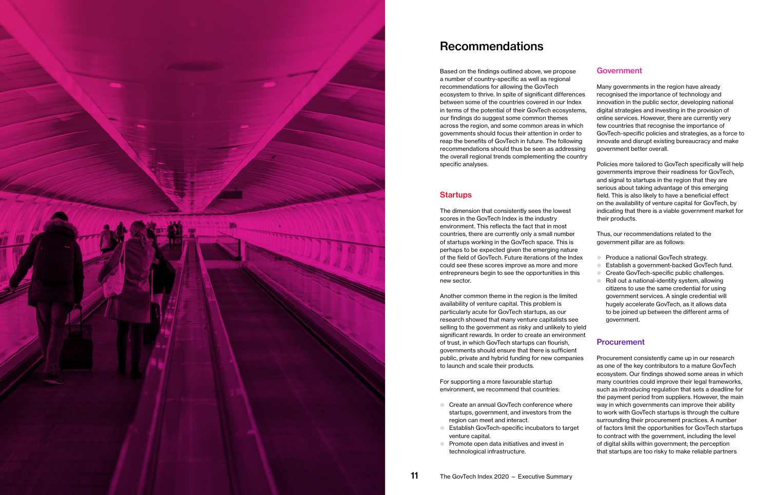# Recommendations

Based on the findings outlined above, we propose a number of country-specific as well as regional recommendations for allowing the GovTech ecosystem to thrive. In spite of significant differences between some of the countries covered in our Index in terms of the potential of their GovTech ecosystems, our findings do suggest some common themes across the region, and some common areas in which governments should focus their attention in order to reap the benefits of GovTech in future. The following recommendations should thus be seen as addressing the overall regional trends complementing the country specific analyses.

## Startups

The dimension that consistently sees the lowest scores in the GovTech Index is the industry environment. This reflects the fact that in most countries, there are currently only a small number of startups working in the GovTech space. This is perhaps to be expected given the emerging nature of the field of GovTech. Future iterations of the Index could see these scores improve as more and more entrepreneurs begin to see the opportunities in this new sector.

Another common theme in the region is the limited availability of venture capital. This problem is particularly acute for GovTech startups, as our research showed that many venture capitalists see selling to the government as risky and unlikely to yield significant rewards. In order to create an environment of trust, in which GovTech startups can flourish, governments should ensure that there is sufficient public, private and hybrid funding for new companies to launch and scale their products.

For supporting a more favourable startup environment, we recommend that countries:

- Create an annual GovTech conference where startups, government, and investors from the region can meet and interact.
- Establish GovTech-specific incubators to target venture capital.
- Promote open data initiatives and invest in technological infrastructure.

## Government

Many governments in the region have already recognised the importance of technology and innovation in the public sector, developing national digital strategies and investing in the provision of online services. However, there are currently very few countries that recognise the importance of GovTech-specific policies and strategies, as a force to innovate and disrupt existing bureaucracy and make government better overall.

Policies more tailored to GovTech specifically will help governments improve their readiness for GovTech, and signal to startups in the region that they are serious about taking advantage of this emerging field. This is also likely to have a beneficial effect on the availability of venture capital for GovTech, by indicating that there is a viable government market for their products.

Thus, our recommendations related to the government pillar are as follows:

- Produce a national GovTech strategy.
- Establish a government-backed GovTech fund.
- Create GovTech-specific public challenges.
- Roll out a national-identity system, allowing citizens to use the same credential for using government services. A single credential will hugely accelerate GovTech, as it allows data to be joined up between the different arms of government.

## Procurement

Procurement consistently came up in our research as one of the key contributors to a mature GovTech ecosystem. Our findings showed some areas in which many countries could improve their legal frameworks, such as introducing regulation that sets a deadline for the payment period from suppliers. However, the main way in which governments can improve their ability to work with GovTech startups is through the culture surrounding their procurement practices. A number of factors limit the opportunities for GovTech startups to contract with the government, including the level of digital skills within government; the perception that startups are too risky to make reliable partners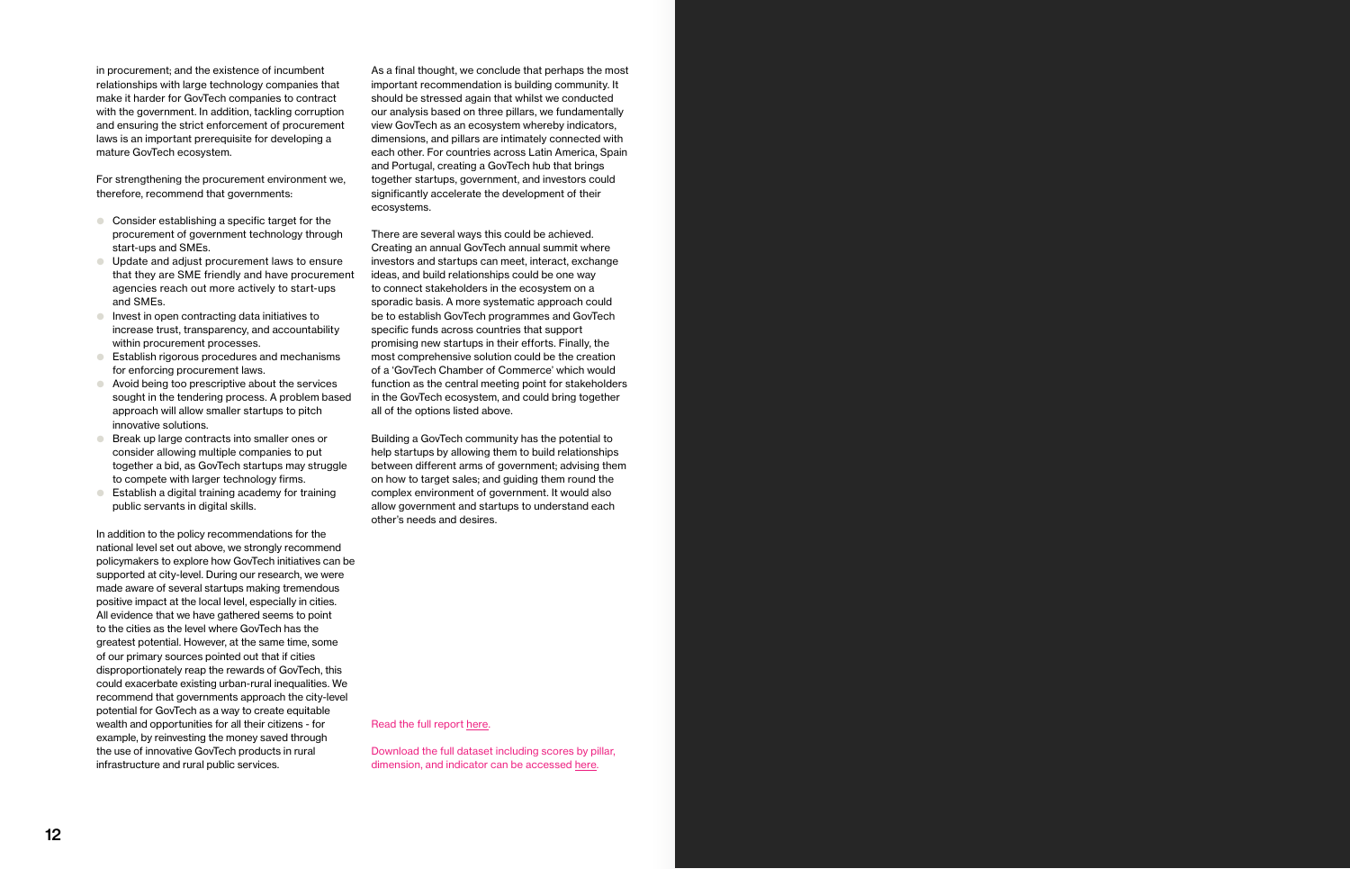in procurement; and the existence of incumbent relationships with large technology companies that make it harder for GovTech companies to contract with the government. In addition, tackling corruption and ensuring the strict enforcement of procurement laws is an important prerequisite for developing a mature GovTech ecosystem.

For strengthening the procurement environment we, therefore, recommend that governments:

- Consider establishing a specific target for the procurement of government technology through start-ups and SMEs.
- Update and adjust procurement laws to ensure that they are SME friendly and have procurement agencies reach out more actively to start-ups and SMEs.
- Invest in open contracting data initiatives to increase trust, transparency, and accountability within procurement processes.
- Establish rigorous procedures and mechanisms for enforcing procurement laws.
- Avoid being too prescriptive about the services sought in the tendering process. A problem based approach will allow smaller startups to pitch innovative solutions.
- Break up large contracts into smaller ones or consider allowing multiple companies to put together a bid, as GovTech startups may struggle to compete with larger technology firms.
- Establish a digital training academy for training public servants in digital skills.

In addition to the policy recommendations for the national level set out above, we strongly recommend policymakers to explore how GovTech initiatives can be supported at city-level. During our research, we were made aware of several startups making tremendous positive impact at the local level, especially in cities. All evidence that we have gathered seems to point to the cities as the level where GovTech has the greatest potential. However, at the same time, some of our primary sources pointed out that if cities disproportionately reap the rewards of GovTech, this could exacerbate existing urban-rural inequalities. We recommend that governments approach the city-level potential for GovTech as a way to create equitable wealth and opportunities for all their citizens - for example, by reinvesting the money saved through the use of innovative GovTech products in rural infrastructure and rural public services.

As a final thought, we conclude that perhaps the most important recommendation is building community. It should be stressed again that whilst we conducted our analysis based on three pillars, we fundamentally view GovTech as an ecosystem whereby indicators, dimensions, and pillars are intimately connected with each other. For countries across Latin America, Spain and Portugal, creating a GovTech hub that brings together startups, government, and investors could significantly accelerate the development of their ecosystems.

There are several ways this could be achieved. Creating an annual GovTech annual summit where investors and startups can meet, interact, exchange ideas, and build relationships could be one way to connect stakeholders in the ecosystem on a sporadic basis. A more systematic approach could be to establish GovTech programmes and GovTech specific funds across countries that support promising new startups in their efforts. Finally, the most comprehensive solution could be the creation of a 'GovTech Chamber of Commerce' which would function as the central meeting point for stakeholders in the GovTech ecosystem, and could bring together all of the options listed above.

Building a GovTech community has the potential to help startups by allowing them to build relationships between different arms of government; advising them on how to target sales; and guiding them round the complex environment of government. It would also allow government and startups to understand each other's needs and desires.

Read the full report here.

Download the full dataset including scores by pillar, dimension, and indicator can be accessed here.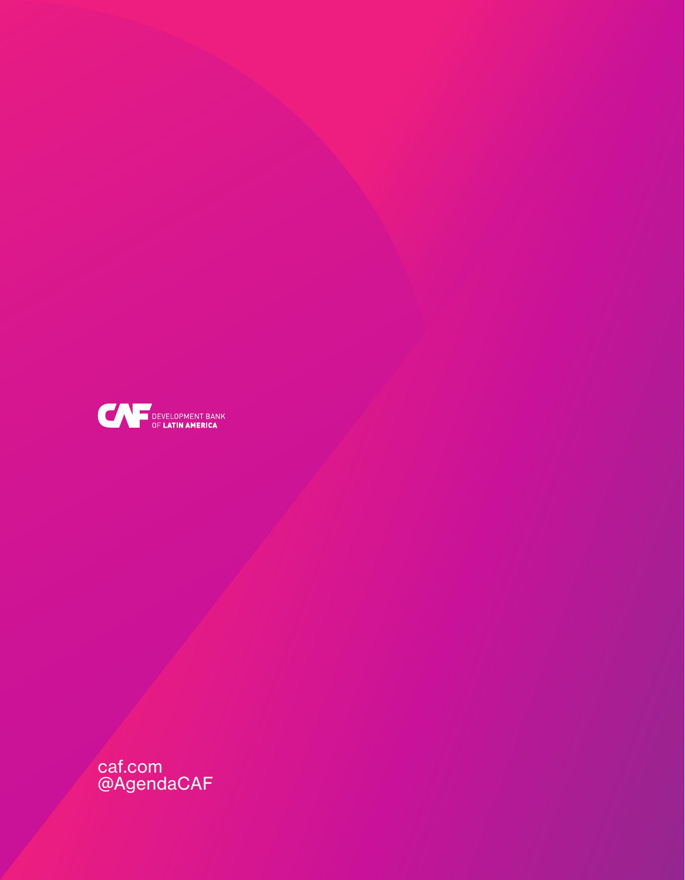CAF DEVELOPMENT BANK OF LATIN AMERICA

caf.com
@AgendaCAF